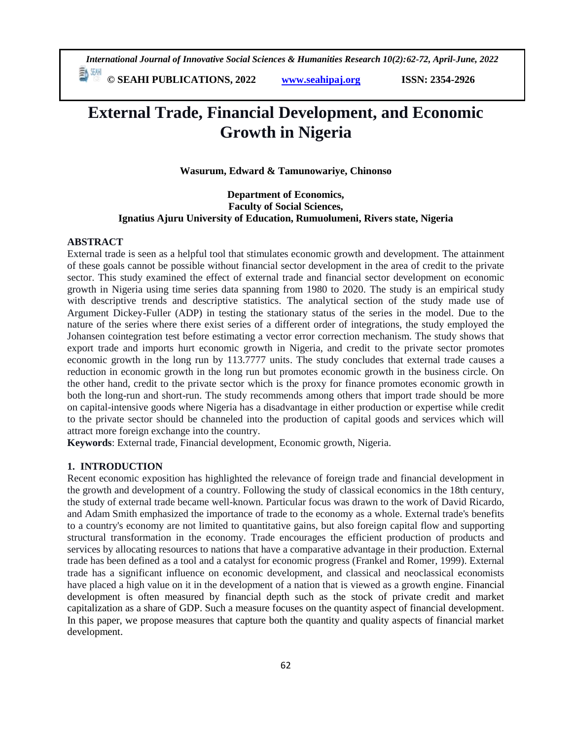# External Trade, Financial Development, and Economic Growth in Nigeria

**Wasurum, Edward & Tamunowariye, Chinonso**

**Department of Economics,**
**Faculty of Social Sciences,**
**Ignatius Ajuru University of Education, Rumuolumeni, Rivers state, Nigeria**

## ABSTRACT

External trade is seen as a helpful tool that stimulates economic growth and development. The attainment of these goals cannot be possible without financial sector development in the area of credit to the private sector. This study examined the effect of external trade and financial sector development on economic growth in Nigeria using time series data spanning from 1980 to 2020. The study is an empirical study with descriptive trends and descriptive statistics. The analytical section of the study made use of Argument Dickey-Fuller (ADP) in testing the stationary status of the series in the model. Due to the nature of the series where there exist series of a different order of integrations, the study employed the Johansen cointegration test before estimating a vector error correction mechanism. The study shows that export trade and imports hurt economic growth in Nigeria, and credit to the private sector promotes economic growth in the long run by 113.7777 units. The study concludes that external trade causes a reduction in economic growth in the long run but promotes economic growth in the business circle. On the other hand, credit to the private sector which is the proxy for finance promotes economic growth in both the long-run and short-run. The study recommends among others that import trade should be more on capital-intensive goods where Nigeria has a disadvantage in either production or expertise while credit to the private sector should be channeled into the production of capital goods and services which will attract more foreign exchange into the country.

**Keywords**: External trade, Financial development, Economic growth, Nigeria.

## 1. INTRODUCTION

Recent economic exposition has highlighted the relevance of foreign trade and financial development in the growth and development of a country. Following the study of classical economics in the 18th century, the study of external trade became well-known. Particular focus was drawn to the work of David Ricardo, and Adam Smith emphasized the importance of trade to the economy as a whole. External trade's benefits to a country's economy are not limited to quantitative gains, but also foreign capital flow and supporting structural transformation in the economy. Trade encourages the efficient production of products and services by allocating resources to nations that have a comparative advantage in their production. External trade has been defined as a tool and a catalyst for economic progress (Frankel and Romer, 1999). External trade has a significant influence on economic development, and classical and neoclassical economists have placed a high value on it in the development of a nation that is viewed as a growth engine. Financial development is often measured by financial depth such as the stock of private credit and market capitalization as a share of GDP. Such a measure focuses on the quantity aspect of financial development. In this paper, we propose measures that capture both the quantity and quality aspects of financial market development.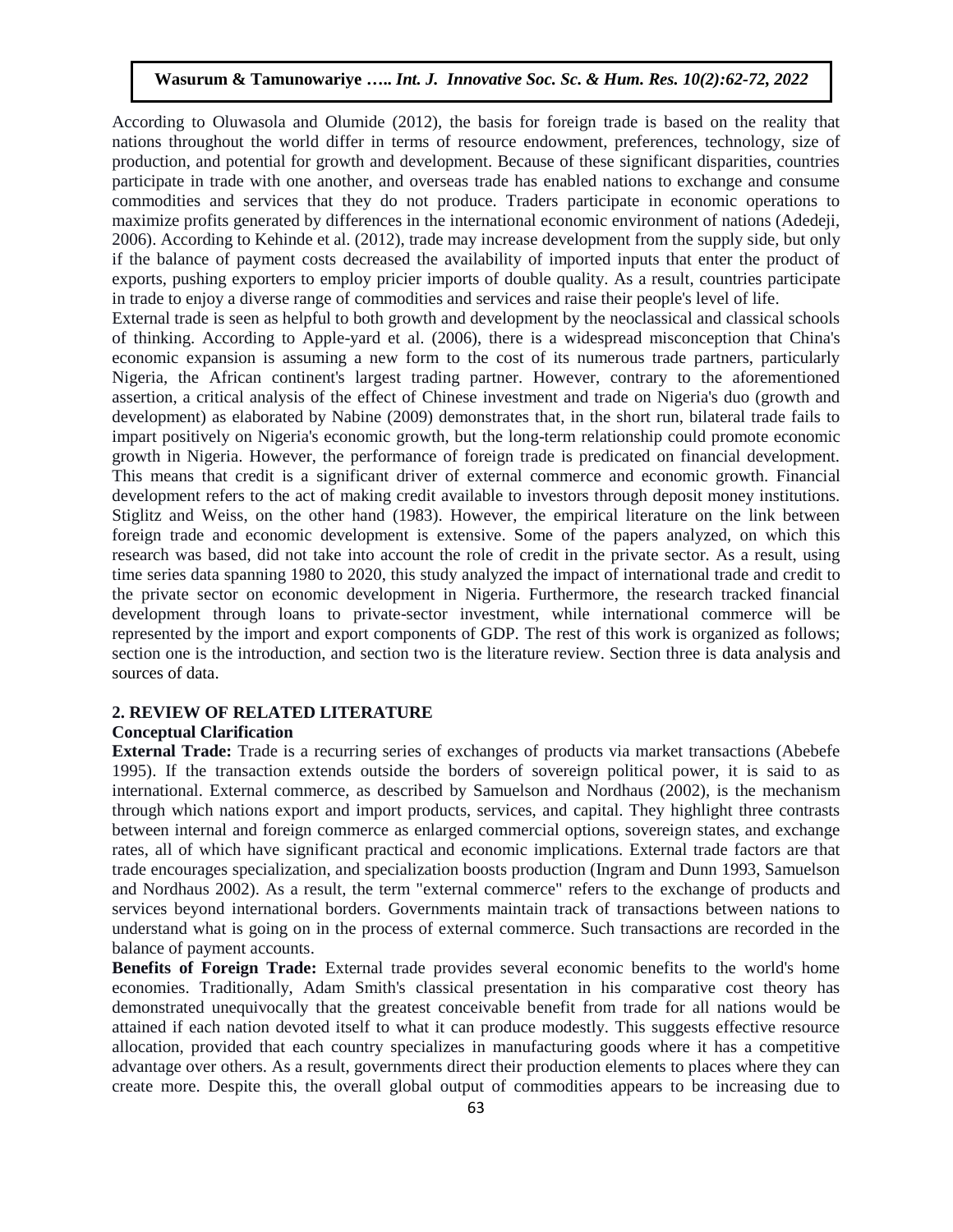According to Oluwasola and Olumide (2012), the basis for foreign trade is based on the reality that nations throughout the world differ in terms of resource endowment, preferences, technology, size of production, and potential for growth and development. Because of these significant disparities, countries participate in trade with one another, and overseas trade has enabled nations to exchange and consume commodities and services that they do not produce. Traders participate in economic operations to maximize profits generated by differences in the international economic environment of nations (Adedeji, 2006). According to Kehinde et al. (2012), trade may increase development from the supply side, but only if the balance of payment costs decreased the availability of imported inputs that enter the product of exports, pushing exporters to employ pricier imports of double quality. As a result, countries participate in trade to enjoy a diverse range of commodities and services and raise their people's level of life.

External trade is seen as helpful to both growth and development by the neoclassical and classical schools of thinking. According to Apple-yard et al. (2006), there is a widespread misconception that China's economic expansion is assuming a new form to the cost of its numerous trade partners, particularly Nigeria, the African continent's largest trading partner. However, contrary to the aforementioned assertion, a critical analysis of the effect of Chinese investment and trade on Nigeria's duo (growth and development) as elaborated by Nabine (2009) demonstrates that, in the short run, bilateral trade fails to impart positively on Nigeria's economic growth, but the long-term relationship could promote economic growth in Nigeria. However, the performance of foreign trade is predicated on financial development. This means that credit is a significant driver of external commerce and economic growth. Financial development refers to the act of making credit available to investors through deposit money institutions. Stiglitz and Weiss, on the other hand (1983). However, the empirical literature on the link between foreign trade and economic development is extensive. Some of the papers analyzed, on which this research was based, did not take into account the role of credit in the private sector. As a result, using time series data spanning 1980 to 2020, this study analyzed the impact of international trade and credit to the private sector on economic development in Nigeria. Furthermore, the research tracked financial development through loans to private-sector investment, while international commerce will be represented by the import and export components of GDP. The rest of this work is organized as follows; section one is the introduction, and section two is the literature review. Section three is data analysis and sources of data.

## 2. REVIEW OF RELATED LITERATURE

### Conceptual Clarification

**External Trade:** Trade is a recurring series of exchanges of products via market transactions (Abebefe 1995). If the transaction extends outside the borders of sovereign political power, it is said to as international. External commerce, as described by Samuelson and Nordhaus (2002), is the mechanism through which nations export and import products, services, and capital. They highlight three contrasts between internal and foreign commerce as enlarged commercial options, sovereign states, and exchange rates, all of which have significant practical and economic implications. External trade factors are that trade encourages specialization, and specialization boosts production (Ingram and Dunn 1993, Samuelson and Nordhaus 2002). As a result, the term "external commerce" refers to the exchange of products and services beyond international borders. Governments maintain track of transactions between nations to understand what is going on in the process of external commerce. Such transactions are recorded in the balance of payment accounts.

**Benefits of Foreign Trade:** External trade provides several economic benefits to the world's home economies. Traditionally, Adam Smith's classical presentation in his comparative cost theory has demonstrated unequivocally that the greatest conceivable benefit from trade for all nations would be attained if each nation devoted itself to what it can produce modestly. This suggests effective resource allocation, provided that each country specializes in manufacturing goods where it has a competitive advantage over others. As a result, governments direct their production elements to places where they can create more. Despite this, the overall global output of commodities appears to be increasing due to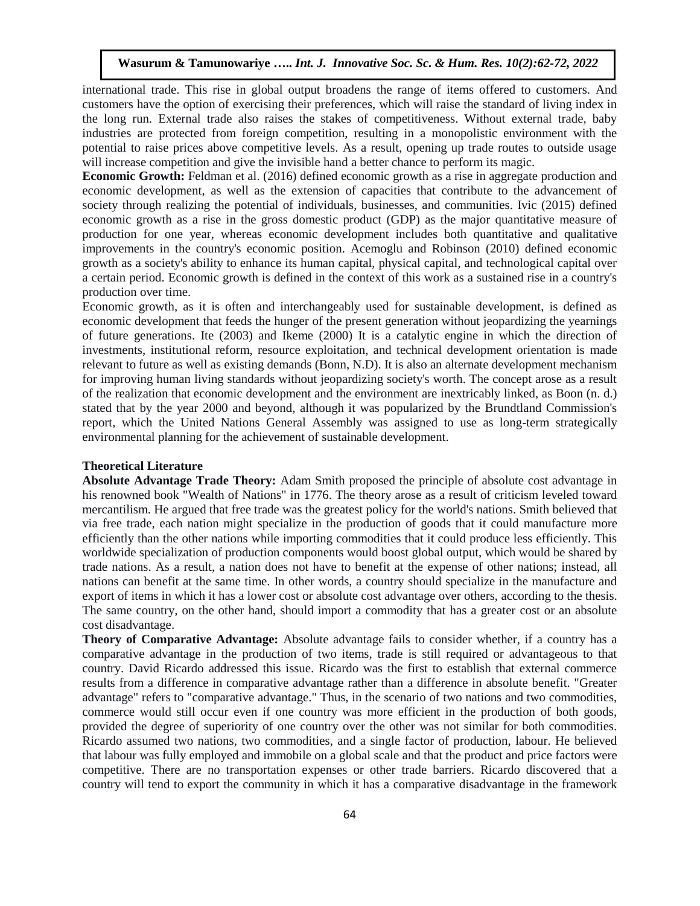international trade. This rise in global output broadens the range of items offered to customers. And customers have the option of exercising their preferences, which will raise the standard of living index in the long run. External trade also raises the stakes of competitiveness. Without external trade, baby industries are protected from foreign competition, resulting in a monopolistic environment with the potential to raise prices above competitive levels. As a result, opening up trade routes to outside usage will increase competition and give the invisible hand a better chance to perform its magic.

**Economic Growth:** Feldman et al. (2016) defined economic growth as a rise in aggregate production and economic development, as well as the extension of capacities that contribute to the advancement of society through realizing the potential of individuals, businesses, and communities. Ivic (2015) defined economic growth as a rise in the gross domestic product (GDP) as the major quantitative measure of production for one year, whereas economic development includes both quantitative and qualitative improvements in the country's economic position. Acemoglu and Robinson (2010) defined economic growth as a society's ability to enhance its human capital, physical capital, and technological capital over a certain period. Economic growth is defined in the context of this work as a sustained rise in a country's production over time.

Economic growth, as it is often and interchangeably used for sustainable development, is defined as economic development that feeds the hunger of the present generation without jeopardizing the yearnings of future generations. Ite (2003) and Ikeme (2000) It is a catalytic engine in which the direction of investments, institutional reform, resource exploitation, and technical development orientation is made relevant to future as well as existing demands (Bonn, N.D). It is also an alternate development mechanism for improving human living standards without jeopardizing society's worth. The concept arose as a result of the realization that economic development and the environment are inextricably linked, as Boon (n. d.) stated that by the year 2000 and beyond, although it was popularized by the Brundtland Commission's report, which the United Nations General Assembly was assigned to use as long-term strategically environmental planning for the achievement of sustainable development.

## Theoretical Literature

**Absolute Advantage Trade Theory:** Adam Smith proposed the principle of absolute cost advantage in his renowned book "Wealth of Nations" in 1776. The theory arose as a result of criticism leveled toward mercantilism. He argued that free trade was the greatest policy for the world's nations. Smith believed that via free trade, each nation might specialize in the production of goods that it could manufacture more efficiently than the other nations while importing commodities that it could produce less efficiently. This worldwide specialization of production components would boost global output, which would be shared by trade nations. As a result, a nation does not have to benefit at the expense of other nations; instead, all nations can benefit at the same time. In other words, a country should specialize in the manufacture and export of items in which it has a lower cost or absolute cost advantage over others, according to the thesis. The same country, on the other hand, should import a commodity that has a greater cost or an absolute cost disadvantage.

**Theory of Comparative Advantage:** Absolute advantage fails to consider whether, if a country has a comparative advantage in the production of two items, trade is still required or advantageous to that country. David Ricardo addressed this issue. Ricardo was the first to establish that external commerce results from a difference in comparative advantage rather than a difference in absolute benefit. "Greater advantage" refers to "comparative advantage." Thus, in the scenario of two nations and two commodities, commerce would still occur even if one country was more efficient in the production of both goods, provided the degree of superiority of one country over the other was not similar for both commodities. Ricardo assumed two nations, two commodities, and a single factor of production, labour. He believed that labour was fully employed and immobile on a global scale and that the product and price factors were competitive. There are no transportation expenses or other trade barriers. Ricardo discovered that a country will tend to export the community in which it has a comparative disadvantage in the framework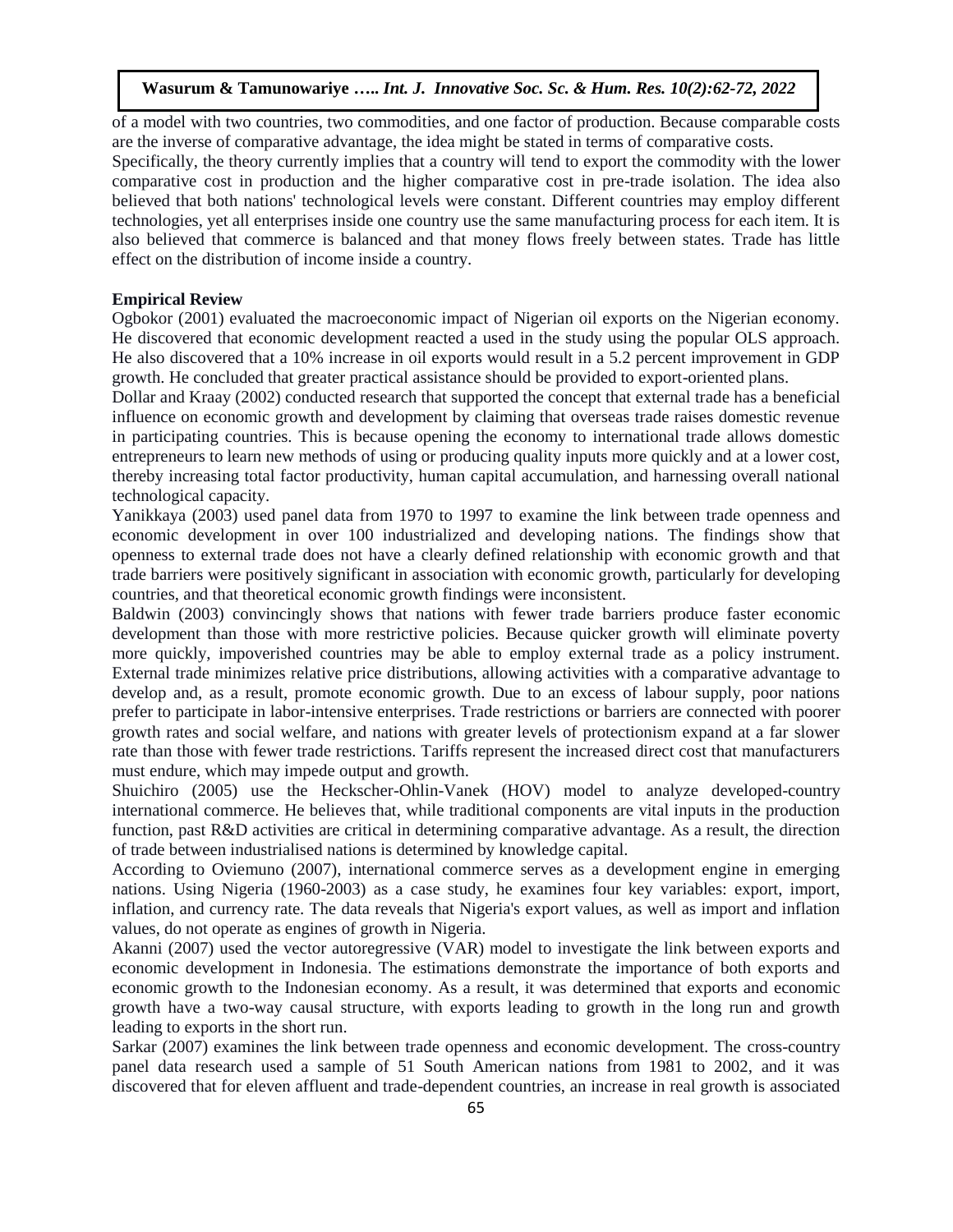of a model with two countries, two commodities, and one factor of production. Because comparable costs are the inverse of comparative advantage, the idea might be stated in terms of comparative costs.

Specifically, the theory currently implies that a country will tend to export the commodity with the lower comparative cost in production and the higher comparative cost in pre-trade isolation. The idea also believed that both nations' technological levels were constant. Different countries may employ different technologies, yet all enterprises inside one country use the same manufacturing process for each item. It is also believed that commerce is balanced and that money flows freely between states. Trade has little effect on the distribution of income inside a country.

**Empirical Review**

Ogbokor (2001) evaluated the macroeconomic impact of Nigerian oil exports on the Nigerian economy. He discovered that economic development reacted a used in the study using the popular OLS approach. He also discovered that a 10% increase in oil exports would result in a 5.2 percent improvement in GDP growth. He concluded that greater practical assistance should be provided to export-oriented plans.

Dollar and Kraay (2002) conducted research that supported the concept that external trade has a beneficial influence on economic growth and development by claiming that overseas trade raises domestic revenue in participating countries. This is because opening the economy to international trade allows domestic entrepreneurs to learn new methods of using or producing quality inputs more quickly and at a lower cost, thereby increasing total factor productivity, human capital accumulation, and harnessing overall national technological capacity.

Yanikkaya (2003) used panel data from 1970 to 1997 to examine the link between trade openness and economic development in over 100 industrialized and developing nations. The findings show that openness to external trade does not have a clearly defined relationship with economic growth and that trade barriers were positively significant in association with economic growth, particularly for developing countries, and that theoretical economic growth findings were inconsistent.

Baldwin (2003) convincingly shows that nations with fewer trade barriers produce faster economic development than those with more restrictive policies. Because quicker growth will eliminate poverty more quickly, impoverished countries may be able to employ external trade as a policy instrument. External trade minimizes relative price distributions, allowing activities with a comparative advantage to develop and, as a result, promote economic growth. Due to an excess of labour supply, poor nations prefer to participate in labor-intensive enterprises. Trade restrictions or barriers are connected with poorer growth rates and social welfare, and nations with greater levels of protectionism expand at a far slower rate than those with fewer trade restrictions. Tariffs represent the increased direct cost that manufacturers must endure, which may impede output and growth.

Shuichiro (2005) use the Heckscher-Ohlin-Vanek (HOV) model to analyze developed-country international commerce. He believes that, while traditional components are vital inputs in the production function, past R&D activities are critical in determining comparative advantage. As a result, the direction of trade between industrialised nations is determined by knowledge capital.

According to Oviemuno (2007), international commerce serves as a development engine in emerging nations. Using Nigeria (1960-2003) as a case study, he examines four key variables: export, import, inflation, and currency rate. The data reveals that Nigeria's export values, as well as import and inflation values, do not operate as engines of growth in Nigeria.

Akanni (2007) used the vector autoregressive (VAR) model to investigate the link between exports and economic development in Indonesia. The estimations demonstrate the importance of both exports and economic growth to the Indonesian economy. As a result, it was determined that exports and economic growth have a two-way causal structure, with exports leading to growth in the long run and growth leading to exports in the short run.

Sarkar (2007) examines the link between trade openness and economic development. The cross-country panel data research used a sample of 51 South American nations from 1981 to 2002, and it was discovered that for eleven affluent and trade-dependent countries, an increase in real growth is associated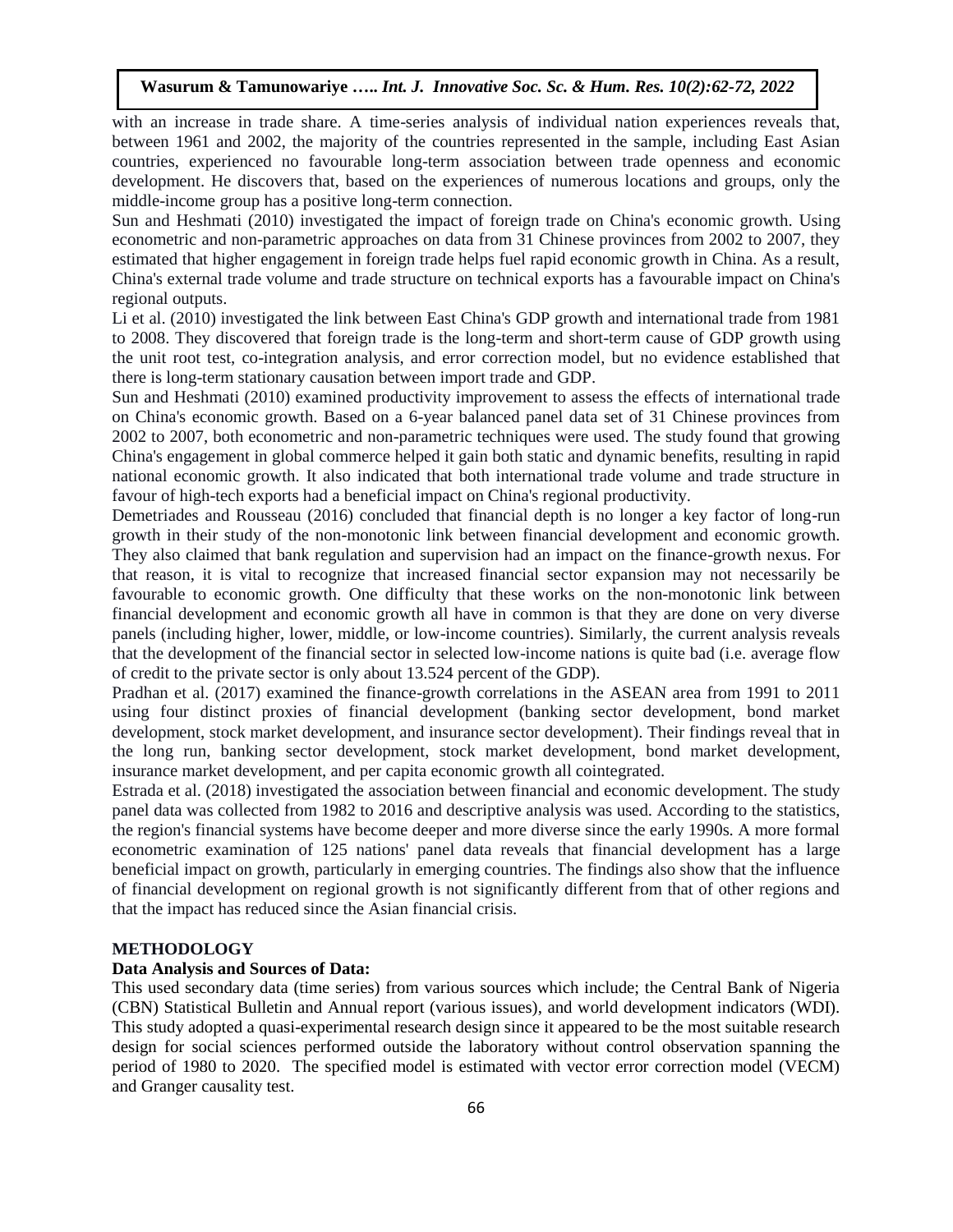with an increase in trade share. A time-series analysis of individual nation experiences reveals that, between 1961 and 2002, the majority of the countries represented in the sample, including East Asian countries, experienced no favourable long-term association between trade openness and economic development. He discovers that, based on the experiences of numerous locations and groups, only the middle-income group has a positive long-term connection.

Sun and Heshmati (2010) investigated the impact of foreign trade on China's economic growth. Using econometric and non-parametric approaches on data from 31 Chinese provinces from 2002 to 2007, they estimated that higher engagement in foreign trade helps fuel rapid economic growth in China. As a result, China's external trade volume and trade structure on technical exports has a favourable impact on China's regional outputs.

Li et al. (2010) investigated the link between East China's GDP growth and international trade from 1981 to 2008. They discovered that foreign trade is the long-term and short-term cause of GDP growth using the unit root test, co-integration analysis, and error correction model, but no evidence established that there is long-term stationary causation between import trade and GDP.

Sun and Heshmati (2010) examined productivity improvement to assess the effects of international trade on China's economic growth. Based on a 6-year balanced panel data set of 31 Chinese provinces from 2002 to 2007, both econometric and non-parametric techniques were used. The study found that growing China's engagement in global commerce helped it gain both static and dynamic benefits, resulting in rapid national economic growth. It also indicated that both international trade volume and trade structure in favour of high-tech exports had a beneficial impact on China's regional productivity.

Demetriades and Rousseau (2016) concluded that financial depth is no longer a key factor of long-run growth in their study of the non-monotonic link between financial development and economic growth. They also claimed that bank regulation and supervision had an impact on the finance-growth nexus. For that reason, it is vital to recognize that increased financial sector expansion may not necessarily be favourable to economic growth. One difficulty that these works on the non-monotonic link between financial development and economic growth all have in common is that they are done on very diverse panels (including higher, lower, middle, or low-income countries). Similarly, the current analysis reveals that the development of the financial sector in selected low-income nations is quite bad (i.e. average flow of credit to the private sector is only about 13.524 percent of the GDP).

Pradhan et al. (2017) examined the finance-growth correlations in the ASEAN area from 1991 to 2011 using four distinct proxies of financial development (banking sector development, bond market development, stock market development, and insurance sector development). Their findings reveal that in the long run, banking sector development, stock market development, bond market development, insurance market development, and per capita economic growth all cointegrated.

Estrada et al. (2018) investigated the association between financial and economic development. The study panel data was collected from 1982 to 2016 and descriptive analysis was used. According to the statistics, the region's financial systems have become deeper and more diverse since the early 1990s. A more formal econometric examination of 125 nations' panel data reveals that financial development has a large beneficial impact on growth, particularly in emerging countries. The findings also show that the influence of financial development on regional growth is not significantly different from that of other regions and that the impact has reduced since the Asian financial crisis.

## METHODOLOGY

### Data Analysis and Sources of Data:

This used secondary data (time series) from various sources which include; the Central Bank of Nigeria (CBN) Statistical Bulletin and Annual report (various issues), and world development indicators (WDI). This study adopted a quasi-experimental research design since it appeared to be the most suitable research design for social sciences performed outside the laboratory without control observation spanning the period of 1980 to 2020. The specified model is estimated with vector error correction model (VECM) and Granger causality test.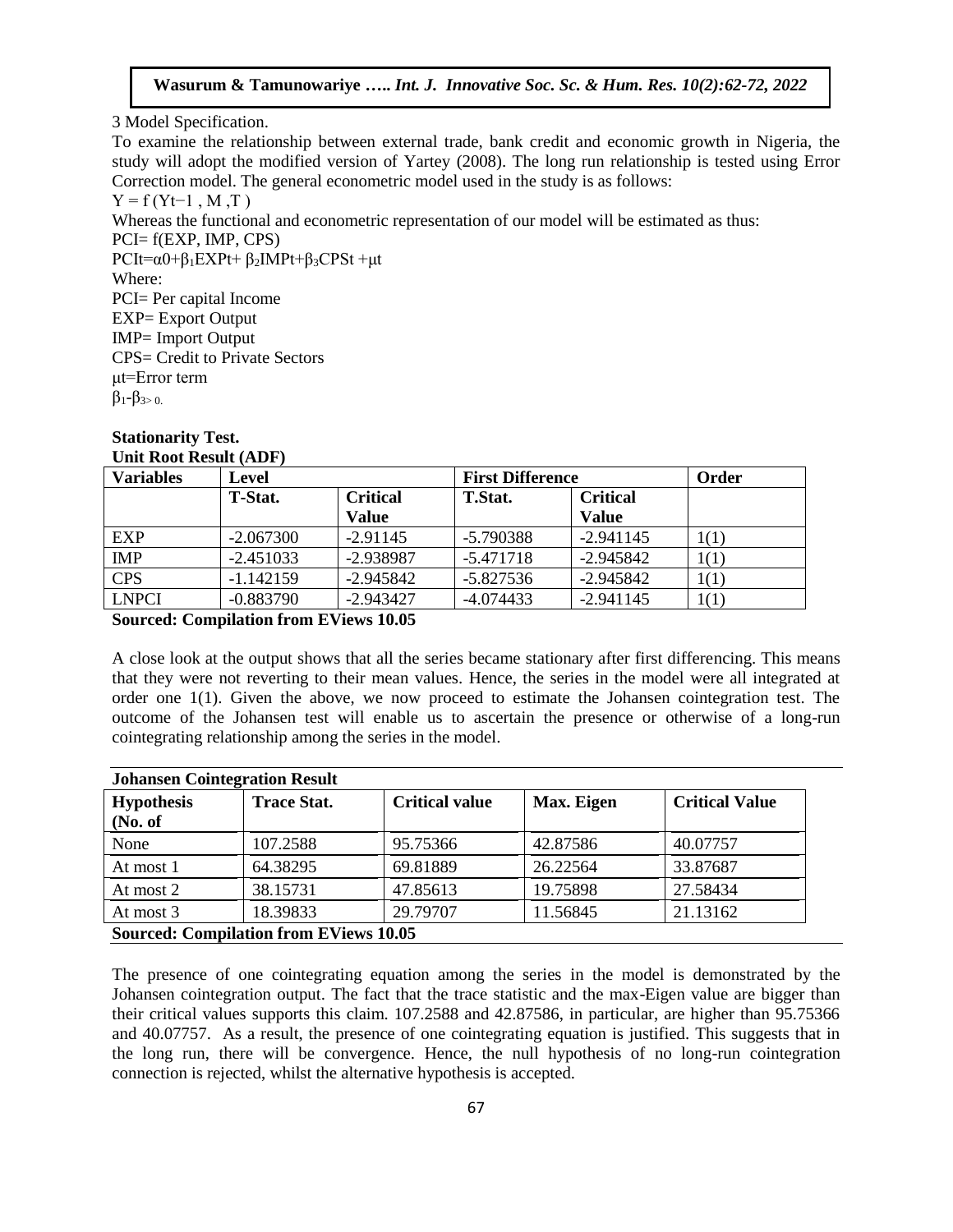3 Model Specification.

To examine the relationship between external trade, bank credit and economic growth in Nigeria, the study will adopt the modified version of Yartey (2008). The long run relationship is tested using Error Correction model. The general econometric model used in the study is as follows:

$Y = f(Y_{t-1}, M, T)$

Whereas the functional and econometric representation of our model will be estimated as thus:

PCI= f(EXP, IMP, CPS)

$PCI_t = \alpha_0 + \beta_1 EXP_t + \beta_2 IMP_t + \beta_3 CPS_t + \mu_t$

Where:

PCI= Per capital Income

EXP= Export Output

IMP= Import Output

CPS= Credit to Private Sectors

$\mu_t$=Error term

$\beta_1 - \beta_3 > 0.$

**Stationarity Test.**

**Unit Root Result (ADF)**

| Variables | Level | | First Difference | | Order |
|---|---|---|---|---|---|
| | T-Stat. | Critical Value | T.Stat. | Critical Value | |
| EXP | -2.067300 | -2.91145 | -5.790388 | -2.941145 | 1(1) |
| IMP | -2.451033 | -2.938987 | -5.471718 | -2.945842 | 1(1) |
| CPS | -1.142159 | -2.945842 | -5.827536 | -2.945842 | 1(1) |
| LNPCI | -0.883790 | -2.943427 | -4.074433 | -2.941145 | 1(1) |

**Sourced: Compilation from EViews 10.05**

A close look at the output shows that all the series became stationary after first differencing. This means that they were not reverting to their mean values. Hence, the series in the model were all integrated at order one 1(1). Given the above, we now proceed to estimate the Johansen cointegration test. The outcome of the Johansen test will enable us to ascertain the presence or otherwise of a long-run cointegrating relationship among the series in the model.

**Johansen Cointegration Result**

| Hypothesis (No. of | Trace Stat. | Critical value | Max. Eigen | Critical Value |
|---|---|---|---|---|
| None | 107.2588 | 95.75366 | 42.87586 | 40.07757 |
| At most 1 | 64.38295 | 69.81889 | 26.22564 | 33.87687 |
| At most 2 | 38.15731 | 47.85613 | 19.75898 | 27.58434 |
| At most 3 | 18.39833 | 29.79707 | 11.56845 | 21.13162 |

**Sourced: Compilation from EViews 10.05**

The presence of one cointegrating equation among the series in the model is demonstrated by the Johansen cointegration output. The fact that the trace statistic and the max-Eigen value are bigger than their critical values supports this claim. 107.2588 and 42.87586, in particular, are higher than 95.75366 and 40.07757. As a result, the presence of one cointegrating equation is justified. This suggests that in the long run, there will be convergence. Hence, the null hypothesis of no long-run cointegration connection is rejected, whilst the alternative hypothesis is accepted.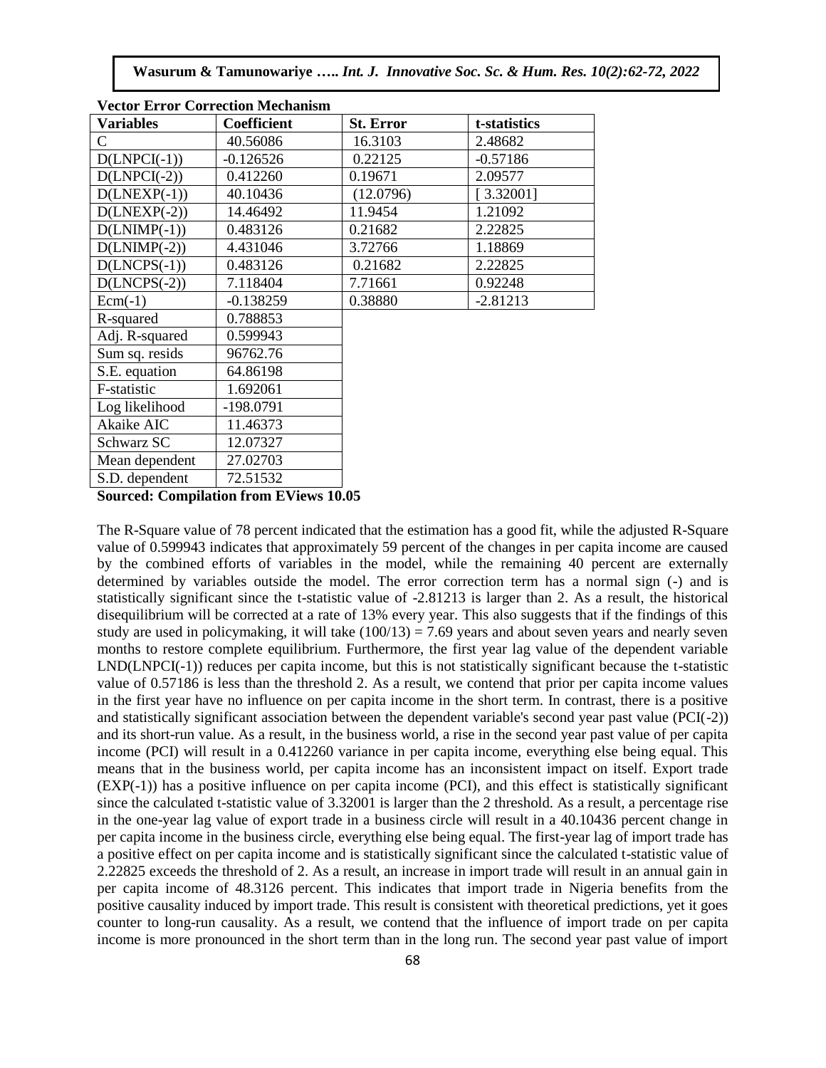**Vector Error Correction Mechanism**

| Variables | Coefficient | St. Error | t-statistics |
|---|---|---|---|
| C | 40.56086 | 16.3103 | 2.48682 |
| D(LNPCI(-1)) | -0.126526 | 0.22125 | -0.57186 |
| D(LNPCI(-2)) | 0.412260 | 0.19671 | 2.09577 |
| D(LNEXP(-1)) | 40.10436 | (12.0796) | [ 3.32001] |
| D(LNEXP(-2)) | 14.46492 | 11.9454 | 1.21092 |
| D(LNIMP(-1)) | 0.483126 | 0.21682 | 2.22825 |
| D(LNIMP(-2)) | 4.431046 | 3.72766 | 1.18869 |
| D(LNCPS(-1)) | 0.483126 | 0.21682 | 2.22825 |
| D(LNCPS(-2)) | 7.118404 | 7.71661 | 0.92248 |
| Ecm(-1) | -0.138259 | 0.38880 | -2.81213 |
| R-squared | 0.788853 | | |
| Adj. R-squared | 0.599943 | | |
| Sum sq. resids | 96762.76 | | |
| S.E. equation | 64.86198 | | |
| F-statistic | 1.692061 | | |
| Log likelihood | -198.0791 | | |
| Akaike AIC | 11.46373 | | |
| Schwarz SC | 12.07327 | | |
| Mean dependent | 27.02703 | | |
| S.D. dependent | 72.51532 | | |

**Sourced: Compilation from EViews 10.05**

The R-Square value of 78 percent indicated that the estimation has a good fit, while the adjusted R-Square value of 0.599943 indicates that approximately 59 percent of the changes in per capita income are caused by the combined efforts of variables in the model, while the remaining 40 percent are externally determined by variables outside the model. The error correction term has a normal sign (-) and is statistically significant since the t-statistic value of -2.81213 is larger than 2. As a result, the historical disequilibrium will be corrected at a rate of 13% every year. This also suggests that if the findings of this study are used in policymaking, it will take $(100/13) = 7.69$ years and about seven years and nearly seven months to restore complete equilibrium. Furthermore, the first year lag value of the dependent variable LND(LNPCI(-1)) reduces per capita income, but this is not statistically significant because the t-statistic value of 0.57186 is less than the threshold 2. As a result, we contend that prior per capita income values in the first year have no influence on per capita income in the short term. In contrast, there is a positive and statistically significant association between the dependent variable's second year past value (PCI(-2)) and its short-run value. As a result, in the business world, a rise in the second year past value of per capita income (PCI) will result in a 0.412260 variance in per capita income, everything else being equal. This means that in the business world, per capita income has an inconsistent impact on itself. Export trade (EXP(-1)) has a positive influence on per capita income (PCI), and this effect is statistically significant since the calculated t-statistic value of 3.32001 is larger than the 2 threshold. As a result, a percentage rise in the one-year lag value of export trade in a business circle will result in a 40.10436 percent change in per capita income in the business circle, everything else being equal. The first-year lag of import trade has a positive effect on per capita income and is statistically significant since the calculated t-statistic value of 2.22825 exceeds the threshold of 2. As a result, an increase in import trade will result in an annual gain in per capita income of 48.3126 percent. This indicates that import trade in Nigeria benefits from the positive causality induced by import trade. This result is consistent with theoretical predictions, yet it goes counter to long-run causality. As a result, we contend that the influence of import trade on per capita income is more pronounced in the short term than in the long run. The second year past value of import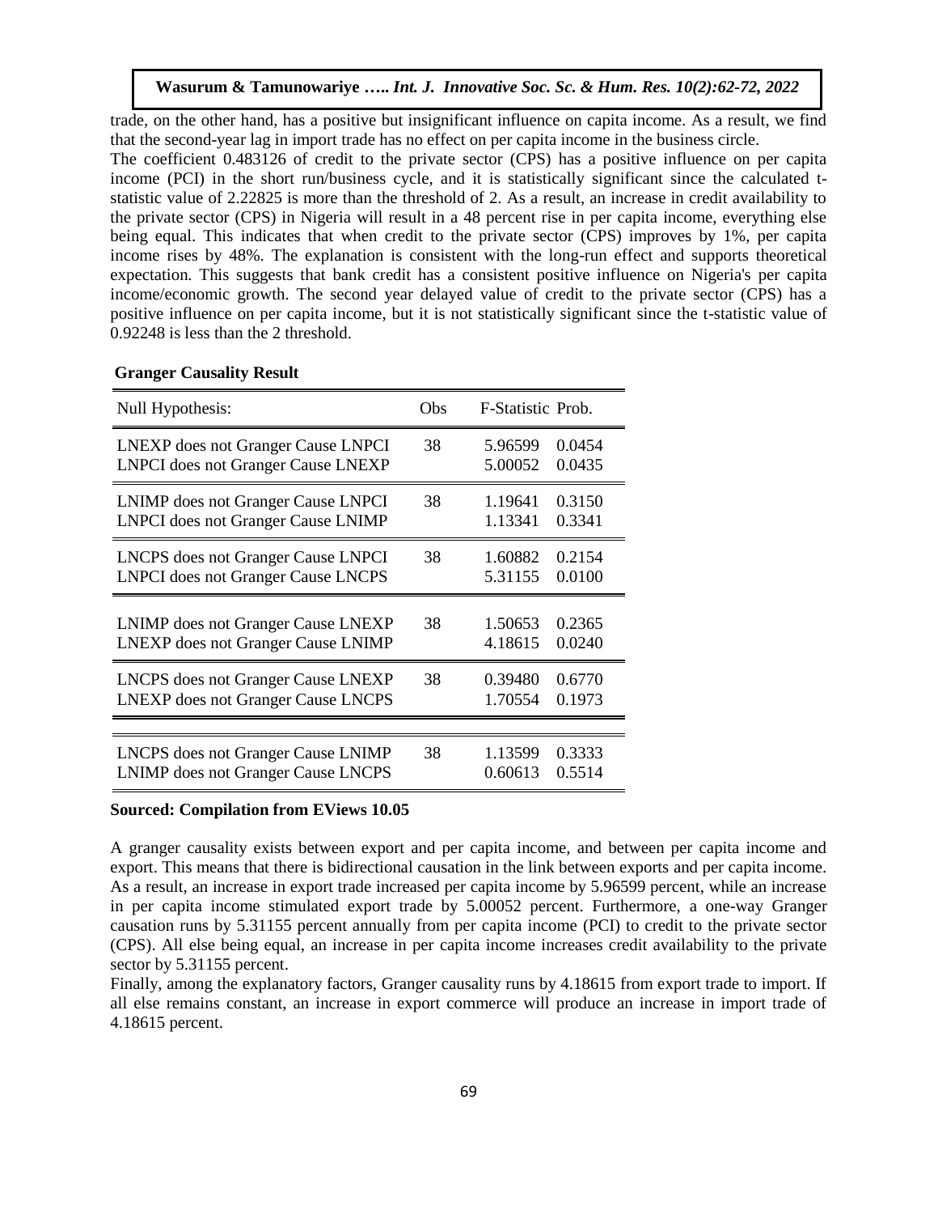trade, on the other hand, has a positive but insignificant influence on capita income. As a result, we find that the second-year lag in import trade has no effect on per capita income in the business circle.

The coefficient 0.483126 of credit to the private sector (CPS) has a positive influence on per capita income (PCI) in the short run/business cycle, and it is statistically significant since the calculated t-statistic value of 2.22825 is more than the threshold of 2. As a result, an increase in credit availability to the private sector (CPS) in Nigeria will result in a 48 percent rise in per capita income, everything else being equal. This indicates that when credit to the private sector (CPS) improves by 1%, per capita income rises by 48%. The explanation is consistent with the long-run effect and supports theoretical expectation. This suggests that bank credit has a consistent positive influence on Nigeria's per capita income/economic growth. The second year delayed value of credit to the private sector (CPS) has a positive influence on per capita income, but it is not statistically significant since the t-statistic value of 0.92248 is less than the 2 threshold.

**Granger Causality Result**

| Null Hypothesis: | Obs | F-Statistic | Prob. |
|---|---|---|---|
| LNEXP does not Granger Cause LNPCI | 38 | 5.96599 | 0.0454 |
| LNPCI does not Granger Cause LNEXP | | 5.00052 | 0.0435 |
| LNIMP does not Granger Cause LNPCI | 38 | 1.19641 | 0.3150 |
| LNPCI does not Granger Cause LNIMP | | 1.13341 | 0.3341 |
| LNCPS does not Granger Cause LNPCI | 38 | 1.60882 | 0.2154 |
| LNPCI does not Granger Cause LNCPS | | 5.31155 | 0.0100 |
| LNIMP does not Granger Cause LNEXP | 38 | 1.50653 | 0.2365 |
| LNEXP does not Granger Cause LNIMP | | 4.18615 | 0.0240 |
| LNCPS does not Granger Cause LNEXP | 38 | 0.39480 | 0.6770 |
| LNEXP does not Granger Cause LNCPS | | 1.70554 | 0.1973 |
| LNCPS does not Granger Cause LNIMP | 38 | 1.13599 | 0.3333 |
| LNIMP does not Granger Cause LNCPS | | 0.60613 | 0.5514 |

**Sourced: Compilation from EViews 10.05**

A granger causality exists between export and per capita income, and between per capita income and export. This means that there is bidirectional causation in the link between exports and per capita income. As a result, an increase in export trade increased per capita income by 5.96599 percent, while an increase in per capita income stimulated export trade by 5.00052 percent. Furthermore, a one-way Granger causation runs by 5.31155 percent annually from per capita income (PCI) to credit to the private sector (CPS). All else being equal, an increase in per capita income increases credit availability to the private sector by 5.31155 percent.

Finally, among the explanatory factors, Granger causality runs by 4.18615 from export trade to import. If all else remains constant, an increase in export commerce will produce an increase in import trade of 4.18615 percent.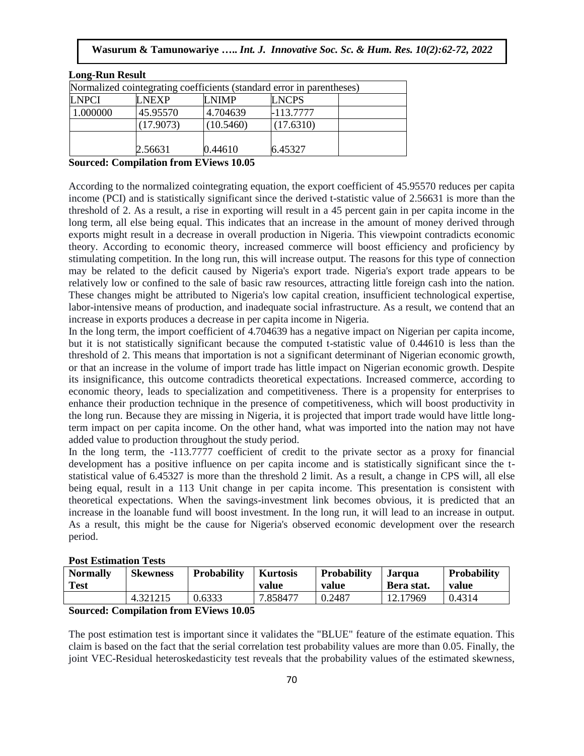**Long-Run Result**

| Normalized cointegrating coefficients (standard error in parentheses) | | | | |
|---|---|---|---|---|
| LNPCI | LNEXP | LNIMP | LNCPS | |
| 1.000000 | 45.95570 | 4.704639 | -113.7777 | |
| | (17.9073) | (10.5460) | (17.6310) | |
| | 2.56631 | 0.44610 | 6.45327 | |

**Sourced: Compilation from EViews 10.05**

According to the normalized cointegrating equation, the export coefficient of 45.95570 reduces per capita income (PCI) and is statistically significant since the derived t-statistic value of 2.56631 is more than the threshold of 2. As a result, a rise in exporting will result in a 45 percent gain in per capita income in the long term, all else being equal. This indicates that an increase in the amount of money derived through exports might result in a decrease in overall production in Nigeria. This viewpoint contradicts economic theory. According to economic theory, increased commerce will boost efficiency and proficiency by stimulating competition. In the long run, this will increase output. The reasons for this type of connection may be related to the deficit caused by Nigeria's export trade. Nigeria's export trade appears to be relatively low or confined to the sale of basic raw resources, attracting little foreign cash into the nation. These changes might be attributed to Nigeria's low capital creation, insufficient technological expertise, labor-intensive means of production, and inadequate social infrastructure. As a result, we contend that an increase in exports produces a decrease in per capita income in Nigeria.

In the long term, the import coefficient of 4.704639 has a negative impact on Nigerian per capita income, but it is not statistically significant because the computed t-statistic value of 0.44610 is less than the threshold of 2. This means that importation is not a significant determinant of Nigerian economic growth, or that an increase in the volume of import trade has little impact on Nigerian economic growth. Despite its insignificance, this outcome contradicts theoretical expectations. Increased commerce, according to economic theory, leads to specialization and competitiveness. There is a propensity for enterprises to enhance their production technique in the presence of competitiveness, which will boost productivity in the long run. Because they are missing in Nigeria, it is projected that import trade would have little long-term impact on per capita income. On the other hand, what was imported into the nation may not have added value to production throughout the study period.

In the long term, the -113.7777 coefficient of credit to the private sector as a proxy for financial development has a positive influence on per capita income and is statistically significant since the t-statistical value of 6.45327 is more than the threshold 2 limit. As a result, a change in CPS will, all else being equal, result in a 113 Unit change in per capita income. This presentation is consistent with theoretical expectations. When the savings-investment link becomes obvious, it is predicted that an increase in the loanable fund will boost investment. In the long run, it will lead to an increase in output. As a result, this might be the cause for Nigeria's observed economic development over the research period.

**Post Estimation Tests**

| Normally Test | Skewness | Probability | Kurtosis value | Probability value | Jarqua Bera stat. | Probability value |
|---|---|---|---|---|---|---|
| | 4.321215 | 0.6333 | 7.858477 | 0.2487 | 12.17969 | 0.4314 |

**Sourced: Compilation from EViews 10.05**

The post estimation test is important since it validates the "BLUE" feature of the estimate equation. This claim is based on the fact that the serial correlation test probability values are more than 0.05. Finally, the joint VEC-Residual heteroskedasticity test reveals that the probability values of the estimated skewness,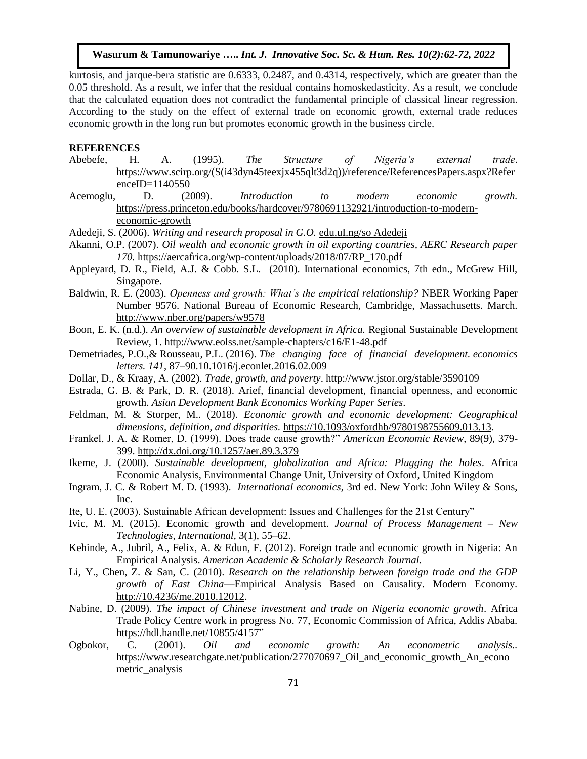kurtosis, and jarque-bera statistic are 0.6333, 0.2487, and 0.4314, respectively, which are greater than the 0.05 threshold. As a result, we infer that the residual contains homoskedasticity. As a result, we conclude that the calculated equation does not contradict the fundamental principle of classical linear regression. According to the study on the effect of external trade on economic growth, external trade reduces economic growth in the long run but promotes economic growth in the business circle.

## REFERENCES

Abebefe, H. A. (1995). *The Structure of Nigeria's external trade*. https://www.scirp.org/(S(i43dyn45teexjx455qlt3d2q))/reference/ReferencesPapers.aspx?ReferenceID=1140550

Acemoglu, D. (2009). *Introduction to modern economic growth.* https://press.princeton.edu/books/hardcover/9780691132921/introduction-to-modern-economic-growth

Adedeji, S. (2006). *Writing and research proposal in G.O.* edu.uI.ng/so Adedeji

Akanni, O.P. (2007). *Oil wealth and economic growth in oil exporting countries, AERC Research paper 170.* https://aercafrica.org/wp-content/uploads/2018/07/RP_170.pdf

Appleyard, D. R., Field, A.J. & Cobb. S.L. (2010). International economics, 7th edn., McGrew Hill, Singapore.

Baldwin, R. E. (2003). *Openness and growth: What's the empirical relationship?* NBER Working Paper Number 9576. National Bureau of Economic Research, Cambridge, Massachusetts. March. http://www.nber.org/papers/w9578

Boon, E. K. (n.d.). *An overview of sustainable development in Africa.* Regional Sustainable Development Review, 1. http://www.eolss.net/sample-chapters/c16/E1-48.pdf

Demetriades, P.O.,& Rousseau, P.L. (2016). *The changing face of financial development. economics letters. 141*, 87–90.10.1016/j.econlet.2016.02.009

Dollar, D., & Kraay, A. (2002). *Trade, growth, and poverty*. http://www.jstor.org/stable/3590109

Estrada, G. B. & Park, D. R. (2018). Arief, financial development, financial openness, and economic growth. *Asian Development Bank Economics Working Paper Series*.

Feldman, M. & Storper, M.. (2018). *Economic growth and economic development: Geographical dimensions, definition, and disparities.* https://10.1093/oxfordhb/9780198755609.013.13.

Frankel, J. A. & Romer, D. (1999). Does trade cause growth?" *American Economic Review*, 89(9), 379-399. http://dx.doi.org/10.1257/aer.89.3.379

Ikeme, J. (2000). *Sustainable development, globalization and Africa: Plugging the holes*. Africa Economic Analysis, Environmental Change Unit, University of Oxford, United Kingdom

Ingram, J. C. & Robert M. D. (1993). *International economics*, 3rd ed. New York: John Wiley & Sons, Inc.

Ite, U. E. (2003). Sustainable African development: Issues and Challenges for the 21st Century"

Ivic, M. M. (2015). Economic growth and development. *Journal of Process Management – New Technologies, International*, 3(1), 55–62.

Kehinde, A., Jubril, A., Felix, A. & Edun, F. (2012). Foreign trade and economic growth in Nigeria: An Empirical Analysis. *American Academic & Scholarly Research Journal.*

Li, Y., Chen, Z. & San, C. (2010). *Research on the relationship between foreign trade and the GDP growth of East China*—Empirical Analysis Based on Causality. Modern Economy. http://10.4236/me.2010.12012.

Nabine, D. (2009). *The impact of Chinese investment and trade on Nigeria economic growth*. Africa Trade Policy Centre work in progress No. 77, Economic Commission of Africa, Addis Ababa. https://hdl.handle.net/10855/4157"

Ogbokor, C. (2001). *Oil and economic growth: An econometric analysis.*. https://www.researchgate.net/publication/277070697_Oil_and_economic_growth_An_econometric_analysis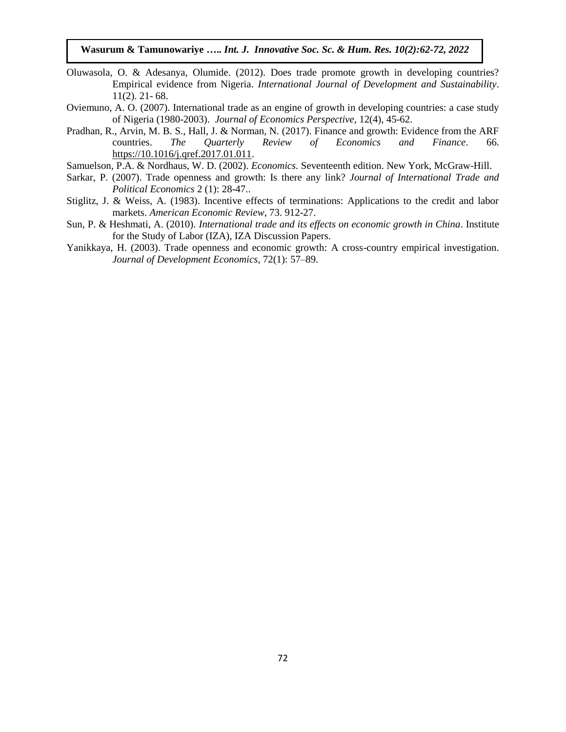Oluwasola, O. & Adesanya, Olumide. (2012). Does trade promote growth in developing countries? Empirical evidence from Nigeria. *International Journal of Development and Sustainability*. 11(2). 21- 68.

Oviemuno, A. O. (2007). International trade as an engine of growth in developing countries: a case study of Nigeria (1980-2003). *Journal of Economics Perspective*, 12(4), 45-62.

Pradhan, R., Arvin, M. B. S., Hall, J. & Norman, N. (2017). Finance and growth: Evidence from the ARF countries. *The Quarterly Review of Economics and Finance*. 66. https://10.1016/j.qref.2017.01.011.

Samuelson, P.A. & Nordhaus, W. D. (2002). *Economics.* Seventeenth edition. New York, McGraw-Hill.

Sarkar, P. (2007). Trade openness and growth: Is there any link? *Journal of International Trade and Political Economics* 2 (1): 28-47..

Stiglitz, J. & Weiss, A. (1983). Incentive effects of terminations: Applications to the credit and labor markets. *American Economic Review*, 73. 912-27.

Sun, P. & Heshmati, A. (2010). *International trade and its effects on economic growth in China*. Institute for the Study of Labor (IZA), IZA Discussion Papers.

Yanikkaya, H. (2003). Trade openness and economic growth: A cross-country empirical investigation. *Journal of Development Economics*, 72(1): 57–89.